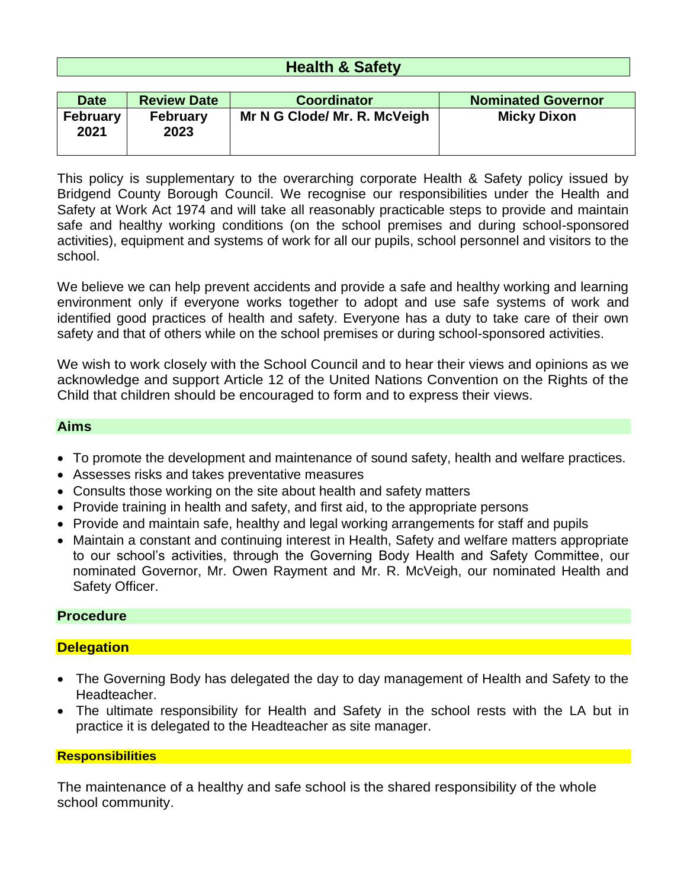# Health & Safety

| Date | Review Date | Coordinator | Nominated Governor |
|---|---|---|---|
| February 2021 | February 2023 | Mr N G Clode/ Mr. R. McVeigh | Micky Dixon |

This policy is supplementary to the overarching corporate Health & Safety policy issued by Bridgend County Borough Council. We recognise our responsibilities under the Health and Safety at Work Act 1974 and will take all reasonably practicable steps to provide and maintain safe and healthy working conditions (on the school premises and during school-sponsored activities), equipment and systems of work for all our pupils, school personnel and visitors to the school.

We believe we can help prevent accidents and provide a safe and healthy working and learning environment only if everyone works together to adopt and use safe systems of work and identified good practices of health and safety. Everyone has a duty to take care of their own safety and that of others while on the school premises or during school-sponsored activities.

We wish to work closely with the School Council and to hear their views and opinions as we acknowledge and support Article 12 of the United Nations Convention on the Rights of the Child that children should be encouraged to form and to express their views.

## Aims

- To promote the development and maintenance of sound safety, health and welfare practices.
- Assesses risks and takes preventative measures
- Consults those working on the site about health and safety matters
- Provide training in health and safety, and first aid, to the appropriate persons
- Provide and maintain safe, healthy and legal working arrangements for staff and pupils
- Maintain a constant and continuing interest in Health, Safety and welfare matters appropriate to our school's activities, through the Governing Body Health and Safety Committee, our nominated Governor, Mr. Owen Rayment and Mr. R. McVeigh, our nominated Health and Safety Officer.

## Procedure

### Delegation

- The Governing Body has delegated the day to day management of Health and Safety to the Headteacher.
- The ultimate responsibility for Health and Safety in the school rests with the LA but in practice it is delegated to the Headteacher as site manager.

### Responsibilities

The maintenance of a healthy and safe school is the shared responsibility of the whole school community.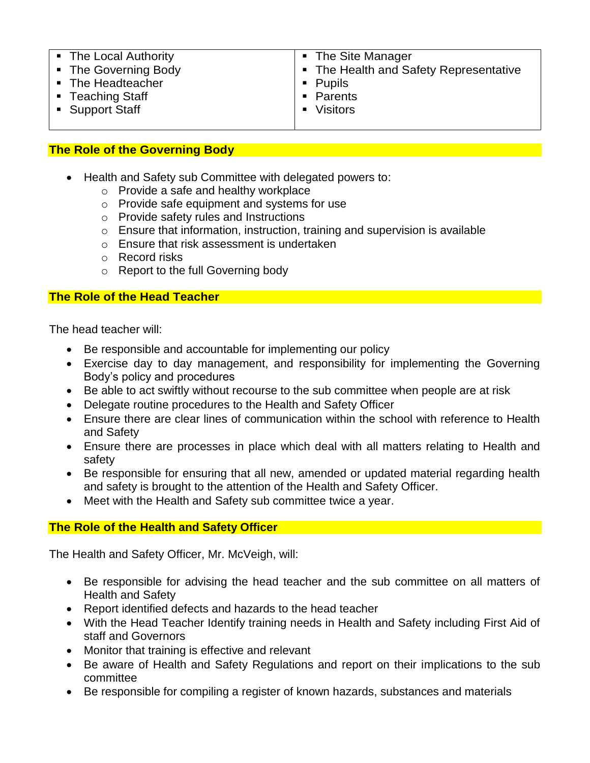| | |
|---|---|
| ▪ The Local Authority<br>▪ The Governing Body<br>▪ The Headteacher<br>▪ Teaching Staff<br>▪ Support Staff | ▪ The Site Manager<br>▪ The Health and Safety Representative<br>▪ Pupils<br>▪ Parents<br>▪ Visitors |

## The Role of the Governing Body

- Health and Safety sub Committee with delegated powers to:
    - Provide a safe and healthy workplace
    - Provide safe equipment and systems for use
    - Provide safety rules and Instructions
    - Ensure that information, instruction, training and supervision is available
    - Ensure that risk assessment is undertaken
    - Record risks
    - Report to the full Governing body

## The Role of the Head Teacher

The head teacher will:

- Be responsible and accountable for implementing our policy
- Exercise day to day management, and responsibility for implementing the Governing Body's policy and procedures
- Be able to act swiftly without recourse to the sub committee when people are at risk
- Delegate routine procedures to the Health and Safety Officer
- Ensure there are clear lines of communication within the school with reference to Health and Safety
- Ensure there are processes in place which deal with all matters relating to Health and safety
- Be responsible for ensuring that all new, amended or updated material regarding health and safety is brought to the attention of the Health and Safety Officer.
- Meet with the Health and Safety sub committee twice a year.

## The Role of the Health and Safety Officer

The Health and Safety Officer, Mr. McVeigh, will:

- Be responsible for advising the head teacher and the sub committee on all matters of Health and Safety
- Report identified defects and hazards to the head teacher
- With the Head Teacher Identify training needs in Health and Safety including First Aid of staff and Governors
- Monitor that training is effective and relevant
- Be aware of Health and Safety Regulations and report on their implications to the sub committee
- Be responsible for compiling a register of known hazards, substances and materials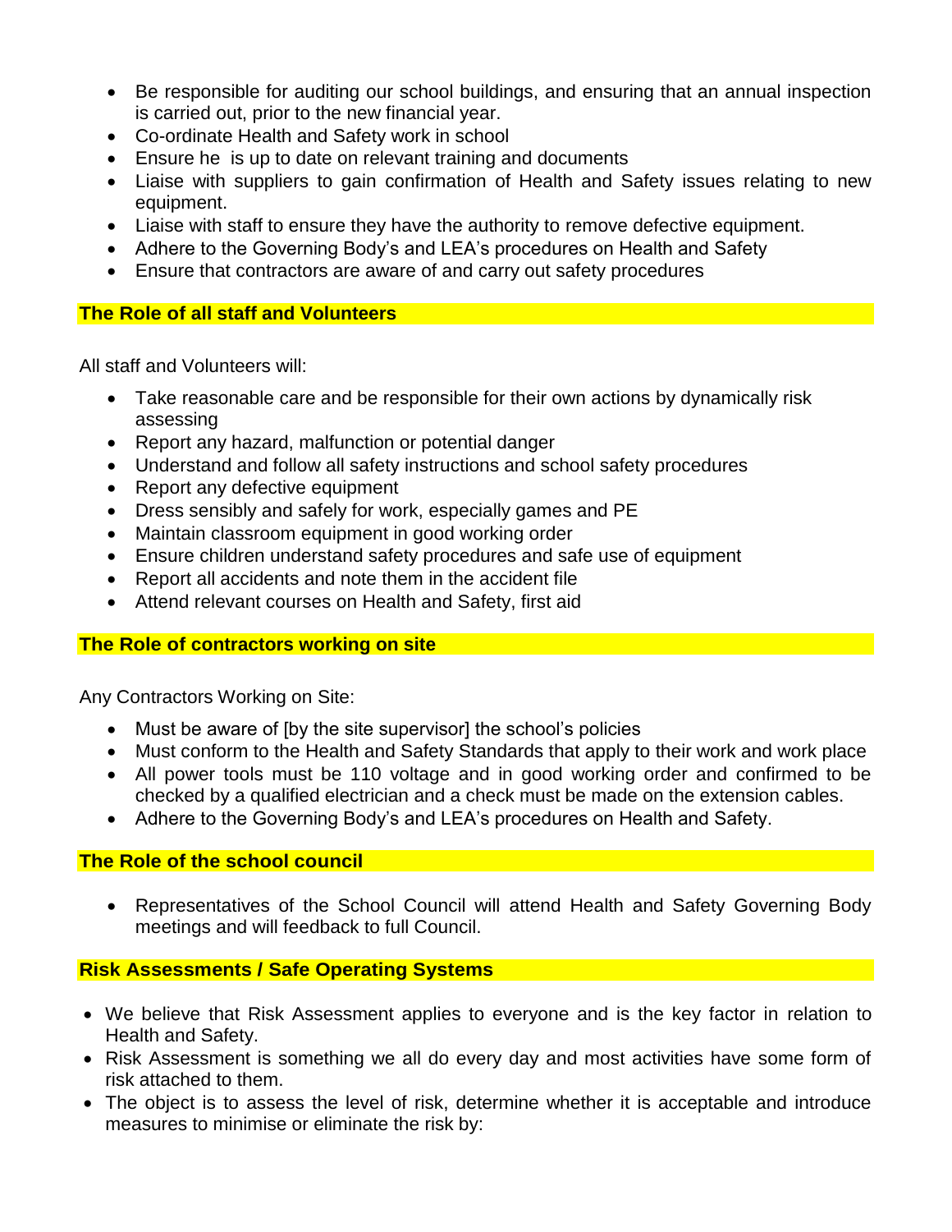- Be responsible for auditing our school buildings, and ensuring that an annual inspection is carried out, prior to the new financial year.
- Co-ordinate Health and Safety work in school
- Ensure he is up to date on relevant training and documents
- Liaise with suppliers to gain confirmation of Health and Safety issues relating to new equipment.
- Liaise with staff to ensure they have the authority to remove defective equipment.
- Adhere to the Governing Body's and LEA's procedures on Health and Safety
- Ensure that contractors are aware of and carry out safety procedures

## The Role of all staff and Volunteers

All staff and Volunteers will:

- Take reasonable care and be responsible for their own actions by dynamically risk assessing
- Report any hazard, malfunction or potential danger
- Understand and follow all safety instructions and school safety procedures
- Report any defective equipment
- Dress sensibly and safely for work, especially games and PE
- Maintain classroom equipment in good working order
- Ensure children understand safety procedures and safe use of equipment
- Report all accidents and note them in the accident file
- Attend relevant courses on Health and Safety, first aid

## The Role of contractors working on site

Any Contractors Working on Site:

- Must be aware of [by the site supervisor] the school's policies
- Must conform to the Health and Safety Standards that apply to their work and work place
- All power tools must be 110 voltage and in good working order and confirmed to be checked by a qualified electrician and a check must be made on the extension cables.
- Adhere to the Governing Body's and LEA's procedures on Health and Safety.

## The Role of the school council

- Representatives of the School Council will attend Health and Safety Governing Body meetings and will feedback to full Council.

## Risk Assessments / Safe Operating Systems

- We believe that Risk Assessment applies to everyone and is the key factor in relation to Health and Safety.
- Risk Assessment is something we all do every day and most activities have some form of risk attached to them.
- The object is to assess the level of risk, determine whether it is acceptable and introduce measures to minimise or eliminate the risk by: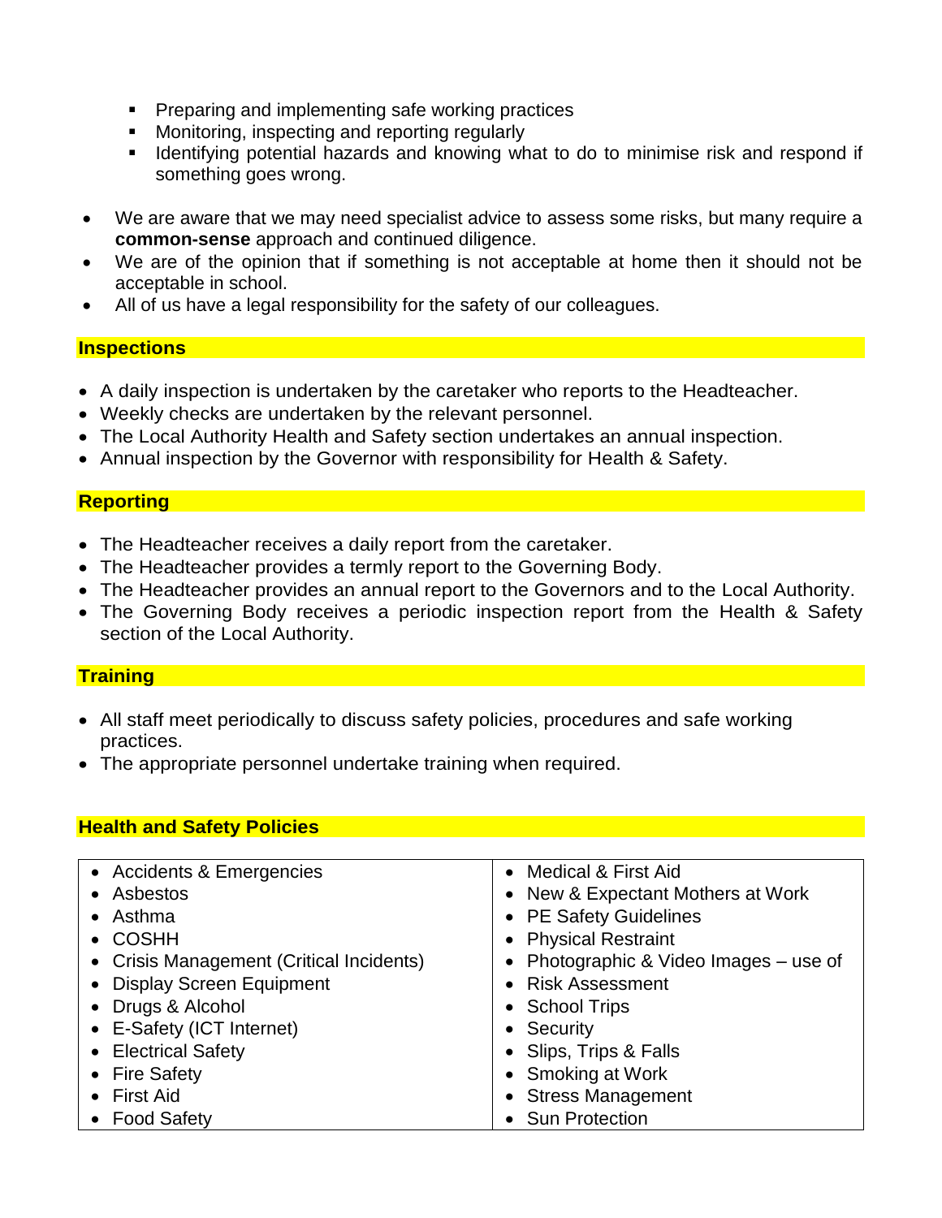- Preparing and implementing safe working practices
    - Monitoring, inspecting and reporting regularly
    - Identifying potential hazards and knowing what to do to minimise risk and respond if something goes wrong.

- We are aware that we may need specialist advice to assess some risks, but many require a **common-sense** approach and continued diligence.
- We are of the opinion that if something is not acceptable at home then it should not be acceptable in school.
- All of us have a legal responsibility for the safety of our colleagues.

## Inspections

- A daily inspection is undertaken by the caretaker who reports to the Headteacher.
- Weekly checks are undertaken by the relevant personnel.
- The Local Authority Health and Safety section undertakes an annual inspection.
- Annual inspection by the Governor with responsibility for Health & Safety.

## Reporting

- The Headteacher receives a daily report from the caretaker.
- The Headteacher provides a termly report to the Governing Body.
- The Headteacher provides an annual report to the Governors and to the Local Authority.
- The Governing Body receives a periodic inspection report from the Health & Safety section of the Local Authority.

## Training

- All staff meet periodically to discuss safety policies, procedures and safe working practices.
- The appropriate personnel undertake training when required.

## Health and Safety Policies

| | |
|---|---|
| • Accidents & Emergencies | • Medical & First Aid |
| • Asbestos | • New & Expectant Mothers at Work |
| • Asthma | • PE Safety Guidelines |
| • COSHH | • Physical Restraint |
| • Crisis Management (Critical Incidents) | • Photographic & Video Images – use of |
| • Display Screen Equipment | • Risk Assessment |
| • Drugs & Alcohol | • School Trips |
| • E-Safety (ICT Internet) | • Security |
| • Electrical Safety | • Slips, Trips & Falls |
| • Fire Safety | • Smoking at Work |
| • First Aid | • Stress Management |
| • Food Safety | • Sun Protection |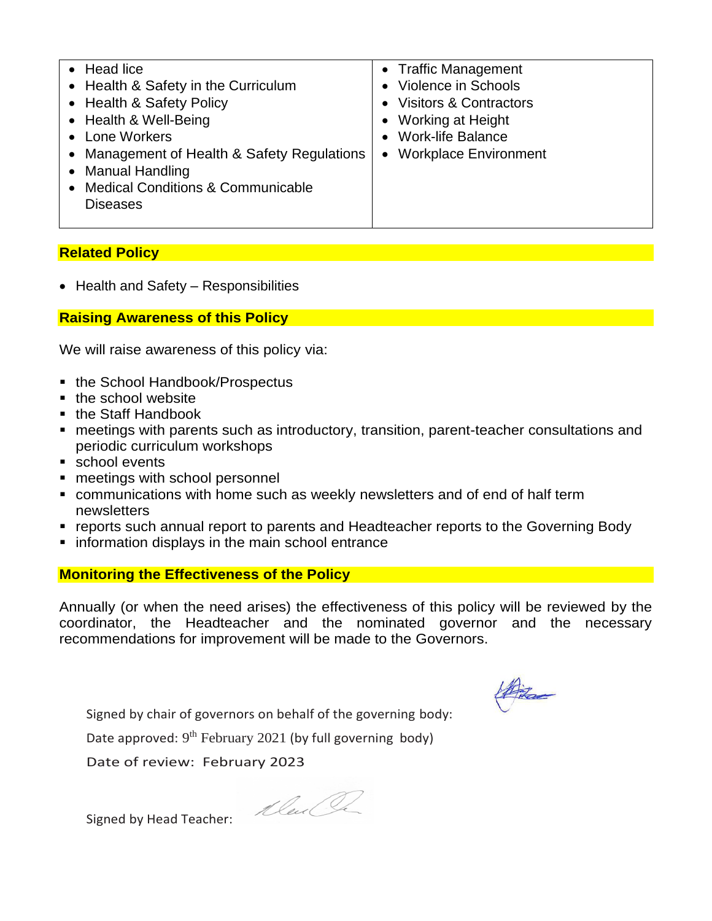| | |
|---|---|
| • Head lice<br>• Health & Safety in the Curriculum<br>• Health & Safety Policy<br>• Health & Well-Being<br>• Lone Workers<br>• Management of Health & Safety Regulations<br>• Manual Handling<br>• Medical Conditions & Communicable Diseases | • Traffic Management<br>• Violence in Schools<br>• Visitors & Contractors<br>• Working at Height<br>• Work-life Balance<br>• Workplace Environment |

**Related Policy**

- Health and Safety – Responsibilities

**Raising Awareness of this Policy**

We will raise awareness of this policy via:

- the School Handbook/Prospectus
- the school website
- the Staff Handbook
- meetings with parents such as introductory, transition, parent-teacher consultations and periodic curriculum workshops
- school events
- meetings with school personnel
- communications with home such as weekly newsletters and of end of half term newsletters
- reports such annual report to parents and Headteacher reports to the Governing Body
- information displays in the main school entrance

**Monitoring the Effectiveness of the Policy**

Annually (or when the need arises) the effectiveness of this policy will be reviewed by the coordinator, the Headteacher and the nominated governor and the necessary recommendations for improvement will be made to the Governors.

Signed by chair of governors on behalf of the governing body:

Date approved: 9th February 2021 (by full governing body)

Date of review: February 2023

Signed by Head Teacher: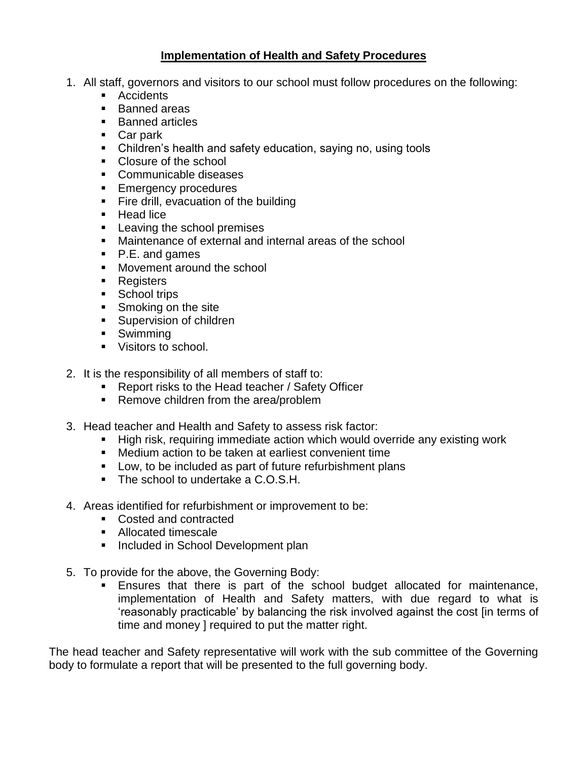## **Implementation of Health and Safety Procedures**

1. All staff, governors and visitors to our school must follow procedures on the following:
   - Accidents
   - Banned areas
   - Banned articles
   - Car park
   - Children's health and safety education, saying no, using tools
   - Closure of the school
   - Communicable diseases
   - Emergency procedures
   - Fire drill, evacuation of the building
   - Head lice
   - Leaving the school premises
   - Maintenance of external and internal areas of the school
   - P.E. and games
   - Movement around the school
   - Registers
   - School trips
   - Smoking on the site
   - Supervision of children
   - Swimming
   - Visitors to school.

2. It is the responsibility of all members of staff to:
   - Report risks to the Head teacher / Safety Officer
   - Remove children from the area/problem

3. Head teacher and Health and Safety to assess risk factor:
   - High risk, requiring immediate action which would override any existing work
   - Medium action to be taken at earliest convenient time
   - Low, to be included as part of future refurbishment plans
   - The school to undertake a C.O.S.H.

4. Areas identified for refurbishment or improvement to be:
   - Costed and contracted
   - Allocated timescale
   - Included in School Development plan

5. To provide for the above, the Governing Body:
   - Ensures that there is part of the school budget allocated for maintenance, implementation of Health and Safety matters, with due regard to what is 'reasonably practicable' by balancing the risk involved against the cost [in terms of time and money ] required to put the matter right.

The head teacher and Safety representative will work with the sub committee of the Governing body to formulate a report that will be presented to the full governing body.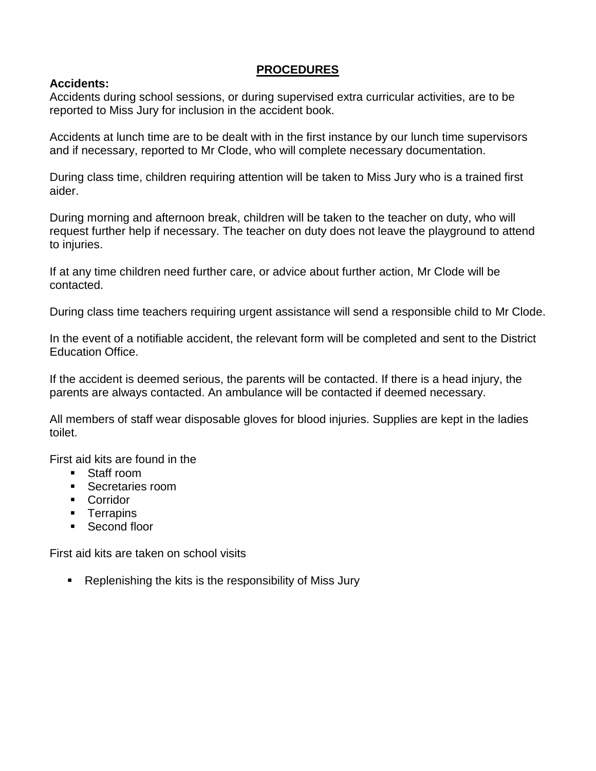## PROCEDURES

**Accidents:**

Accidents during school sessions, or during supervised extra curricular activities, are to be reported to Miss Jury for inclusion in the accident book.

Accidents at lunch time are to be dealt with in the first instance by our lunch time supervisors and if necessary, reported to Mr Clode, who will complete necessary documentation.

During class time, children requiring attention will be taken to Miss Jury who is a trained first aider.

During morning and afternoon break, children will be taken to the teacher on duty, who will request further help if necessary. The teacher on duty does not leave the playground to attend to injuries.

If at any time children need further care, or advice about further action, Mr Clode will be contacted.

During class time teachers requiring urgent assistance will send a responsible child to Mr Clode.

In the event of a notifiable accident, the relevant form will be completed and sent to the District Education Office.

If the accident is deemed serious, the parents will be contacted. If there is a head injury, the parents are always contacted. An ambulance will be contacted if deemed necessary.

All members of staff wear disposable gloves for blood injuries. Supplies are kept in the ladies toilet.

First aid kits are found in the

- Staff room
- Secretaries room
- Corridor
- Terrapins
- Second floor

First aid kits are taken on school visits

- Replenishing the kits is the responsibility of Miss Jury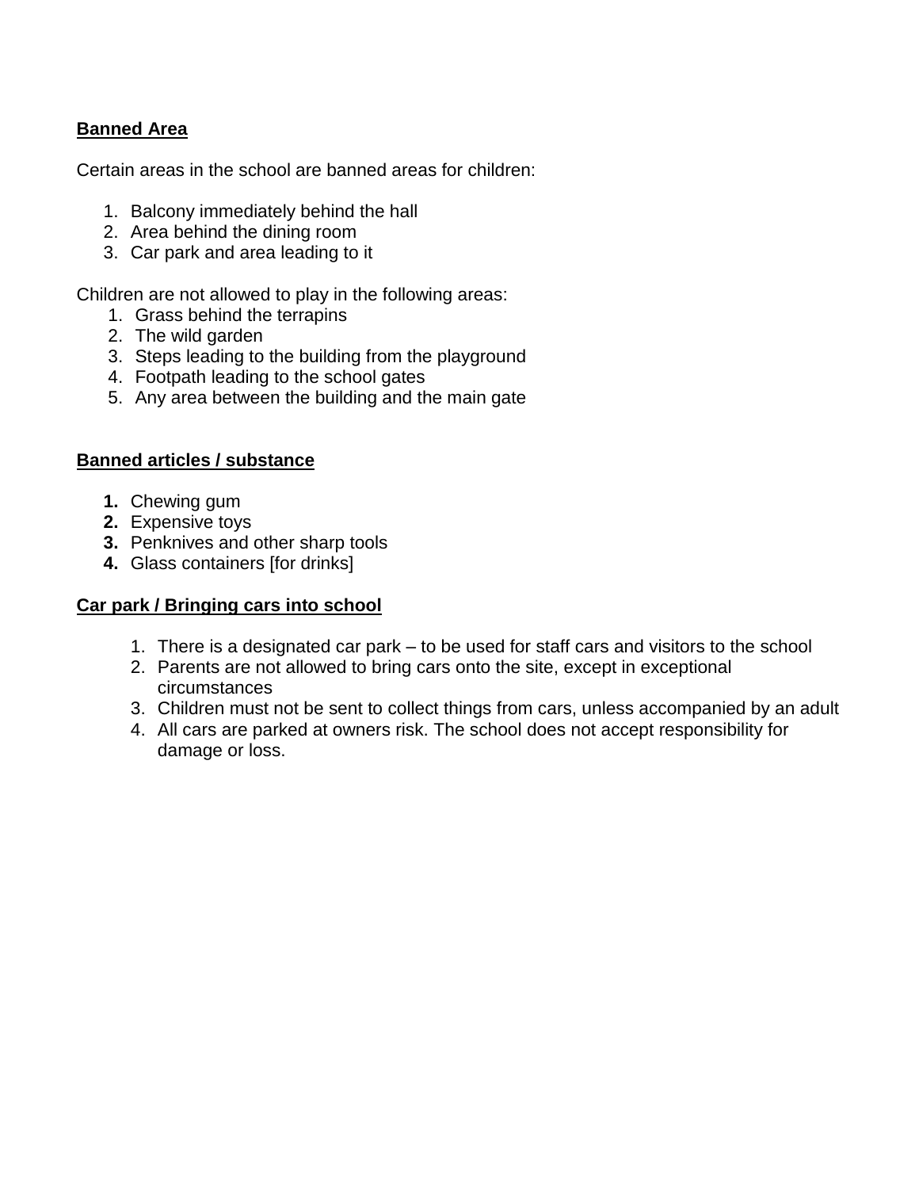**Banned Area**

Certain areas in the school are banned areas for children:

1. Balcony immediately behind the hall
2. Area behind the dining room
3. Car park and area leading to it

Children are not allowed to play in the following areas:

1. Grass behind the terrapins
2. The wild garden
3. Steps leading to the building from the playground
4. Footpath leading to the school gates
5. Any area between the building and the main gate

**Banned articles / substance**

1. Chewing gum
2. Expensive toys
3. Penknives and other sharp tools
4. Glass containers [for drinks]

**Car park / Bringing cars into school**

1. There is a designated car park – to be used for staff cars and visitors to the school
2. Parents are not allowed to bring cars onto the site, except in exceptional circumstances
3. Children must not be sent to collect things from cars, unless accompanied by an adult
4. All cars are parked at owners risk. The school does not accept responsibility for damage or loss.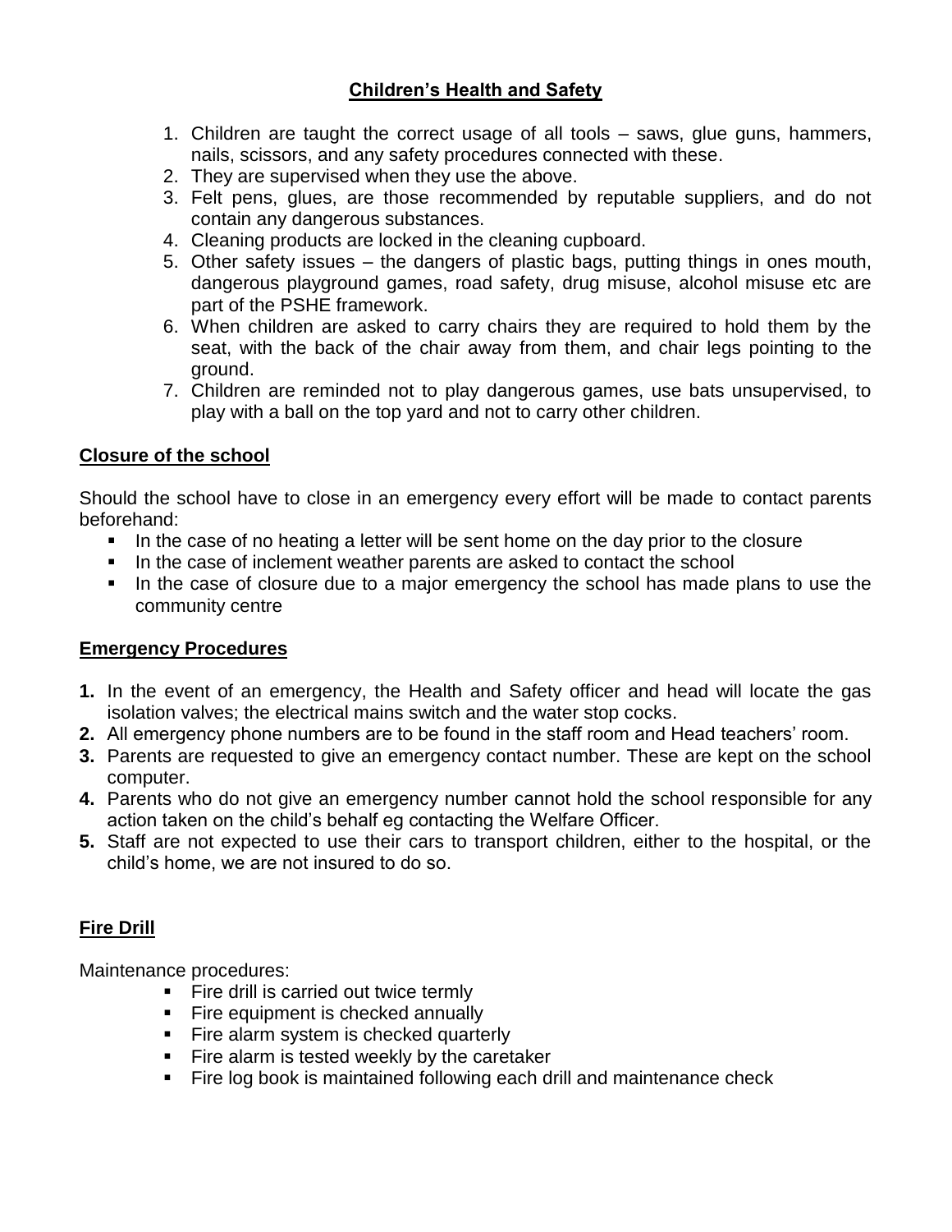## Children's Health and Safety

1. Children are taught the correct usage of all tools – saws, glue guns, hammers, nails, scissors, and any safety procedures connected with these.
2. They are supervised when they use the above.
3. Felt pens, glues, are those recommended by reputable suppliers, and do not contain any dangerous substances.
4. Cleaning products are locked in the cleaning cupboard.
5. Other safety issues – the dangers of plastic bags, putting things in ones mouth, dangerous playground games, road safety, drug misuse, alcohol misuse etc are part of the PSHE framework.
6. When children are asked to carry chairs they are required to hold them by the seat, with the back of the chair away from them, and chair legs pointing to the ground.
7. Children are reminded not to play dangerous games, use bats unsupervised, to play with a ball on the top yard and not to carry other children.

## Closure of the school

Should the school have to close in an emergency every effort will be made to contact parents beforehand:

- In the case of no heating a letter will be sent home on the day prior to the closure
- In the case of inclement weather parents are asked to contact the school
- In the case of closure due to a major emergency the school has made plans to use the community centre

## Emergency Procedures

1. In the event of an emergency, the Health and Safety officer and head will locate the gas isolation valves; the electrical mains switch and the water stop cocks.
2. All emergency phone numbers are to be found in the staff room and Head teachers' room.
3. Parents are requested to give an emergency contact number. These are kept on the school computer.
4. Parents who do not give an emergency number cannot hold the school responsible for any action taken on the child's behalf eg contacting the Welfare Officer.
5. Staff are not expected to use their cars to transport children, either to the hospital, or the child's home, we are not insured to do so.

## Fire Drill

Maintenance procedures:

- Fire drill is carried out twice termly
- Fire equipment is checked annually
- Fire alarm system is checked quarterly
- Fire alarm is tested weekly by the caretaker
- Fire log book is maintained following each drill and maintenance check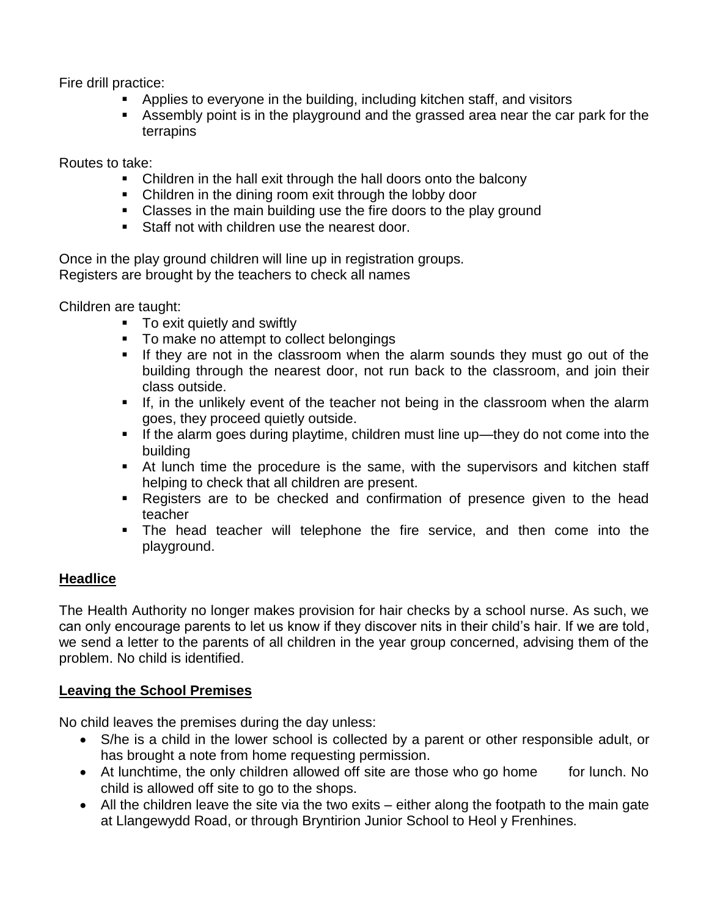Fire drill practice:

- Applies to everyone in the building, including kitchen staff, and visitors
- Assembly point is in the playground and the grassed area near the car park for the terrapins

Routes to take:

- Children in the hall exit through the hall doors onto the balcony
- Children in the dining room exit through the lobby door
- Classes in the main building use the fire doors to the play ground
- Staff not with children use the nearest door.

Once in the play ground children will line up in registration groups.
Registers are brought by the teachers to check all names

Children are taught:

- To exit quietly and swiftly
- To make no attempt to collect belongings
- If they are not in the classroom when the alarm sounds they must go out of the building through the nearest door, not run back to the classroom, and join their class outside.
- If, in the unlikely event of the teacher not being in the classroom when the alarm goes, they proceed quietly outside.
- If the alarm goes during playtime, children must line up—they do not come into the building
- At lunch time the procedure is the same, with the supervisors and kitchen staff helping to check that all children are present.
- Registers are to be checked and confirmation of presence given to the head teacher
- The head teacher will telephone the fire service, and then come into the playground.

## Headlice

The Health Authority no longer makes provision for hair checks by a school nurse. As such, we can only encourage parents to let us know if they discover nits in their child's hair. If we are told, we send a letter to the parents of all children in the year group concerned, advising them of the problem. No child is identified.

## Leaving the School Premises

No child leaves the premises during the day unless:

- S/he is a child in the lower school is collected by a parent or other responsible adult, or has brought a note from home requesting permission.
- At lunchtime, the only children allowed off site are those who go home for lunch. No child is allowed off site to go to the shops.
- All the children leave the site via the two exits – either along the footpath to the main gate at Llangewydd Road, or through Bryntirion Junior School to Heol y Frenhines.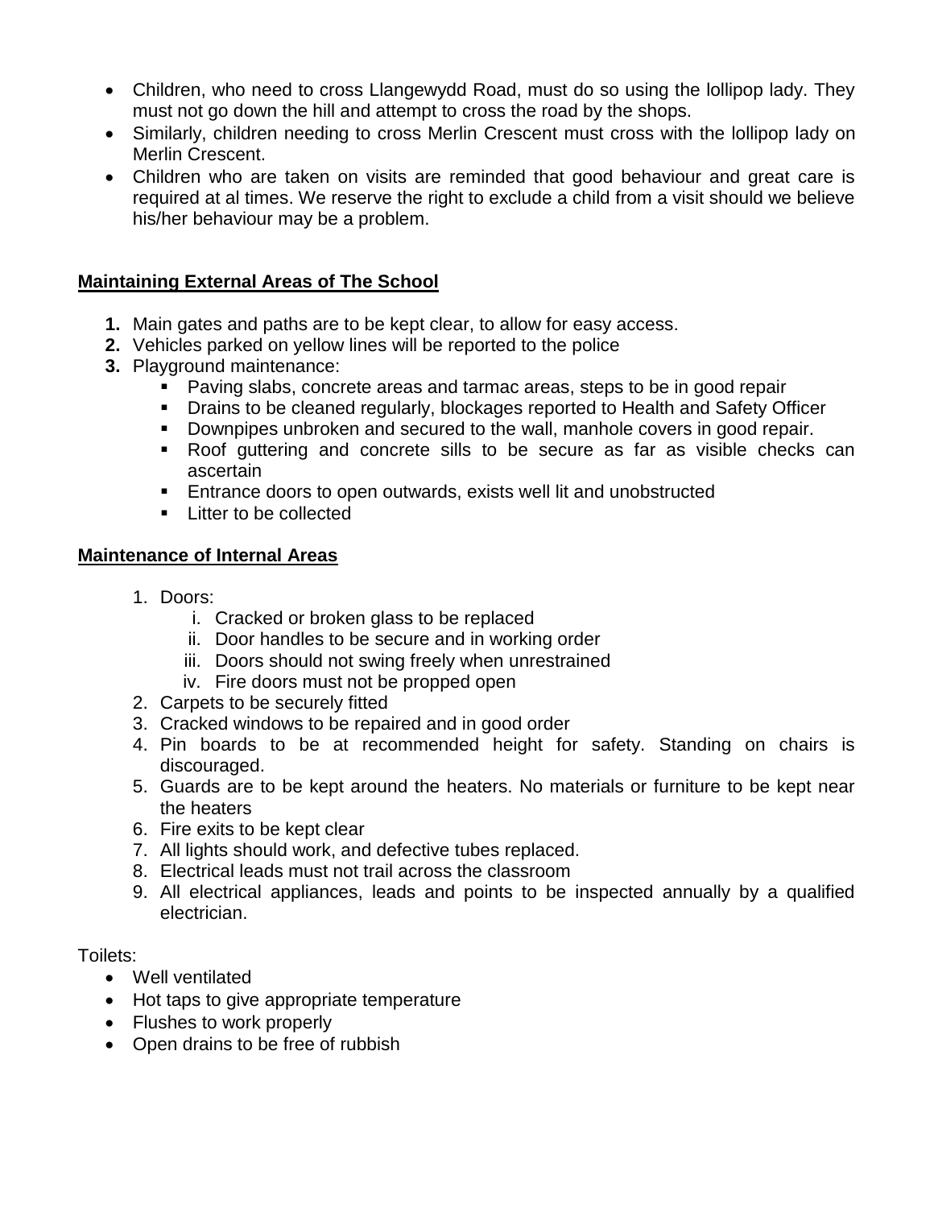- Children, who need to cross Llangewydd Road, must do so using the lollipop lady. They must not go down the hill and attempt to cross the road by the shops.
- Similarly, children needing to cross Merlin Crescent must cross with the lollipop lady on Merlin Crescent.
- Children who are taken on visits are reminded that good behaviour and great care is required at al times. We reserve the right to exclude a child from a visit should we believe his/her behaviour may be a problem.

**<u>Maintaining External Areas of The School</u>**

1. Main gates and paths are to be kept clear, to allow for easy access.
2. Vehicles parked on yellow lines will be reported to the police
3. Playground maintenance:
   - Paving slabs, concrete areas and tarmac areas, steps to be in good repair
   - Drains to be cleaned regularly, blockages reported to Health and Safety Officer
   - Downpipes unbroken and secured to the wall, manhole covers in good repair.
   - Roof guttering and concrete sills to be secure as far as visible checks can ascertain
   - Entrance doors to open outwards, exists well lit and unobstructed
   - Litter to be collected

**<u>Maintenance of Internal Areas</u>**

1. Doors:
   i. Cracked or broken glass to be replaced
   ii. Door handles to be secure and in working order
   iii. Doors should not swing freely when unrestrained
   iv. Fire doors must not be propped open
2. Carpets to be securely fitted
3. Cracked windows to be repaired and in good order
4. Pin boards to be at recommended height for safety. Standing on chairs is discouraged.
5. Guards are to be kept around the heaters. No materials or furniture to be kept near the heaters
6. Fire exits to be kept clear
7. All lights should work, and defective tubes replaced.
8. Electrical leads must not trail across the classroom
9. All electrical appliances, leads and points to be inspected annually by a qualified electrician.

Toilets:

- Well ventilated
- Hot taps to give appropriate temperature
- Flushes to work properly
- Open drains to be free of rubbish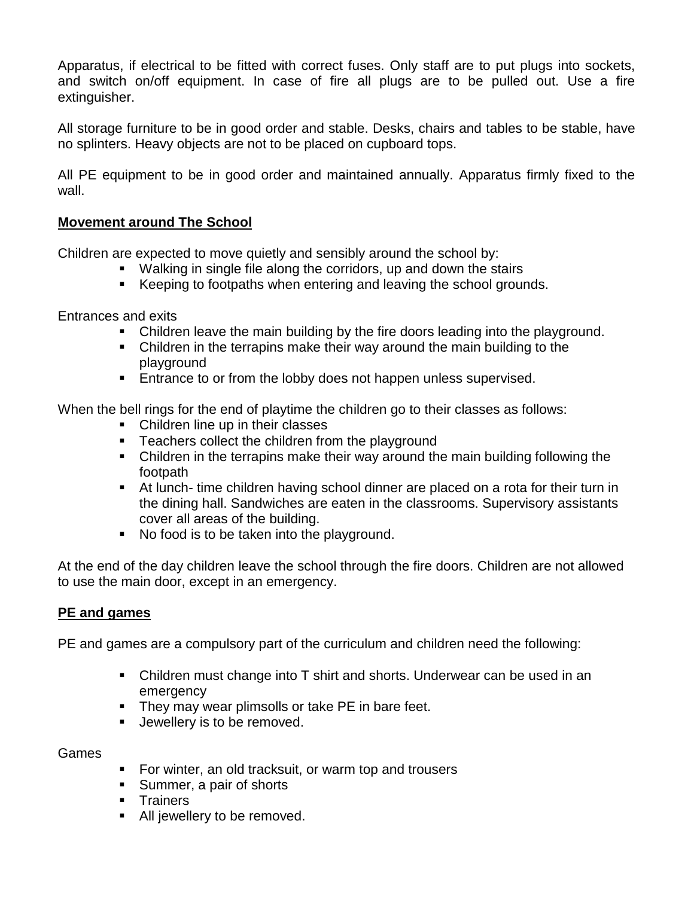Apparatus, if electrical to be fitted with correct fuses. Only staff are to put plugs into sockets, and switch on/off equipment. In case of fire all plugs are to be pulled out. Use a fire extinguisher.

All storage furniture to be in good order and stable. Desks, chairs and tables to be stable, have no splinters. Heavy objects are not to be placed on cupboard tops.

All PE equipment to be in good order and maintained annually. Apparatus firmly fixed to the wall.

**Movement around The School**

Children are expected to move quietly and sensibly around the school by:

- Walking in single file along the corridors, up and down the stairs
- Keeping to footpaths when entering and leaving the school grounds.

Entrances and exits

- Children leave the main building by the fire doors leading into the playground.
- Children in the terrapins make their way around the main building to the playground
- Entrance to or from the lobby does not happen unless supervised.

When the bell rings for the end of playtime the children go to their classes as follows:

- Children line up in their classes
- Teachers collect the children from the playground
- Children in the terrapins make their way around the main building following the footpath
- At lunch- time children having school dinner are placed on a rota for their turn in the dining hall. Sandwiches are eaten in the classrooms. Supervisory assistants cover all areas of the building.
- No food is to be taken into the playground.

At the end of the day children leave the school through the fire doors. Children are not allowed to use the main door, except in an emergency.

**PE and games**

PE and games are a compulsory part of the curriculum and children need the following:

- Children must change into T shirt and shorts. Underwear can be used in an emergency
- They may wear plimsolls or take PE in bare feet.
- Jewellery is to be removed.

Games

- For winter, an old tracksuit, or warm top and trousers
- Summer, a pair of shorts
- Trainers
- All jewellery to be removed.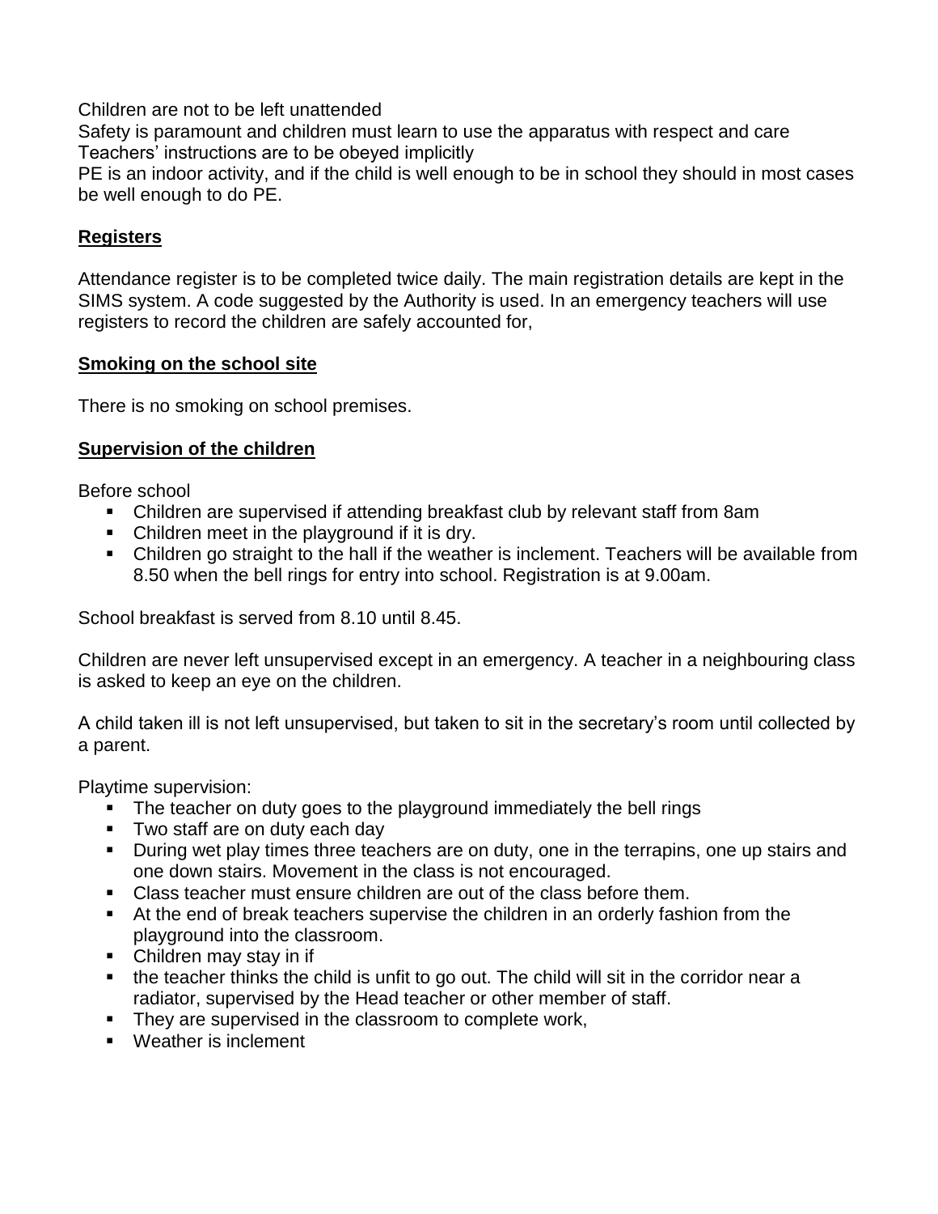Children are not to be left unattended
Safety is paramount and children must learn to use the apparatus with respect and care
Teachers' instructions are to be obeyed implicitly
PE is an indoor activity, and if the child is well enough to be in school they should in most cases be well enough to do PE.

## **Registers**

Attendance register is to be completed twice daily. The main registration details are kept in the SIMS system. A code suggested by the Authority is used. In an emergency teachers will use registers to record the children are safely accounted for,

## **Smoking on the school site**

There is no smoking on school premises.

## **Supervision of the children**

Before school

- Children are supervised if attending breakfast club by relevant staff from 8am
- Children meet in the playground if it is dry.
- Children go straight to the hall if the weather is inclement. Teachers will be available from 8.50 when the bell rings for entry into school. Registration is at 9.00am.

School breakfast is served from 8.10 until 8.45.

Children are never left unsupervised except in an emergency. A teacher in a neighbouring class is asked to keep an eye on the children.

A child taken ill is not left unsupervised, but taken to sit in the secretary's room until collected by a parent.

Playtime supervision:

- The teacher on duty goes to the playground immediately the bell rings
- Two staff are on duty each day
- During wet play times three teachers are on duty, one in the terrapins, one up stairs and one down stairs. Movement in the class is not encouraged.
- Class teacher must ensure children are out of the class before them.
- At the end of break teachers supervise the children in an orderly fashion from the playground into the classroom.
- Children may stay in if
- the teacher thinks the child is unfit to go out. The child will sit in the corridor near a radiator, supervised by the Head teacher or other member of staff.
- They are supervised in the classroom to complete work,
- Weather is inclement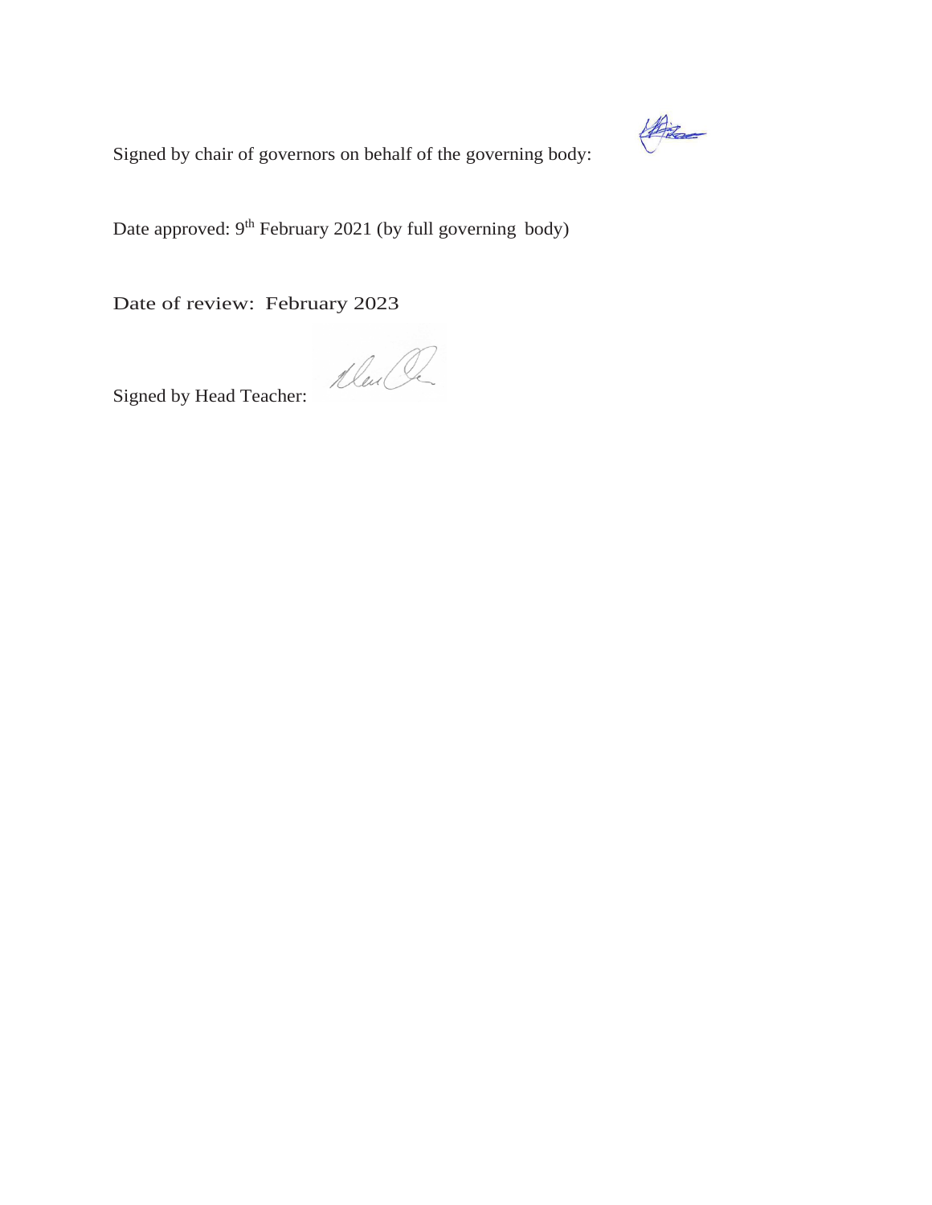Signed by chair of governors on behalf of the governing body:

Date approved: 9th February 2021 (by full governing body)

Date of review: February 2023

Signed by Head Teacher: